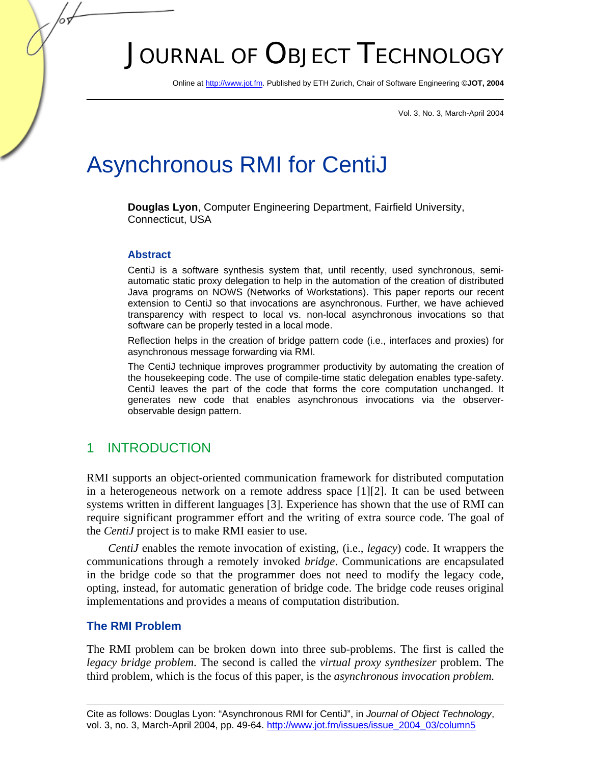# JOURNAL OF OBJECT TECHNOLOGY

Online at http://www.jot.fm. Published by ETH Zurich, Chair of Software Engineering ©**JOT, 2004**

Vol. 3, No. 3, March-April 2004

# Asynchronous RMI for CentiJ

**Douglas Lyon**, Computer Engineering Department, Fairfield University, Connecticut, USA

### Abstract

CentiJ is a software synthesis system that, until recently, used synchronous, semi-automatic static proxy delegation to help in the automation of the creation of distributed Java programs on NOWS (Networks of Workstations). This paper reports our recent extension to CentiJ so that invocations are asynchronous. Further, we have achieved transparency with respect to local vs. non-local asynchronous invocations so that software can be properly tested in a local mode.

Reflection helps in the creation of bridge pattern code (i.e., interfaces and proxies) for asynchronous message forwarding via RMI.

The CentiJ technique improves programmer productivity by automating the creation of the housekeeping code. The use of compile-time static delegation enables type-safety. CentiJ leaves the part of the code that forms the core computation unchanged. It generates new code that enables asynchronous invocations via the observer-observable design pattern.

## 1 INTRODUCTION

RMI supports an object-oriented communication framework for distributed computation in a heterogeneous network on a remote address space [1][2]. It can be used between systems written in different languages [3]. Experience has shown that the use of RMI can require significant programmer effort and the writing of extra source code. The goal of the *CentiJ* project is to make RMI easier to use.

*CentiJ* enables the remote invocation of existing, (i.e., *legacy*) code. It wrappers the communications through a remotely invoked *bridge*. Communications are encapsulated in the bridge code so that the programmer does not need to modify the legacy code, opting, instead, for automatic generation of bridge code. The bridge code reuses original implementations and provides a means of computation distribution.

### The RMI Problem

The RMI problem can be broken down into three sub-problems. The first is called the *legacy bridge problem*. The second is called the *virtual proxy synthesizer* problem. The third problem, which is the focus of this paper, is the *asynchronous invocation problem.*

---

Cite as follows: Douglas Lyon: "Asynchronous RMI for CentiJ", in *Journal of Object Technology*, vol. 3, no. 3, March-April 2004, pp. 49-64. http://www.jot.fm/issues/issue_2004_03/column5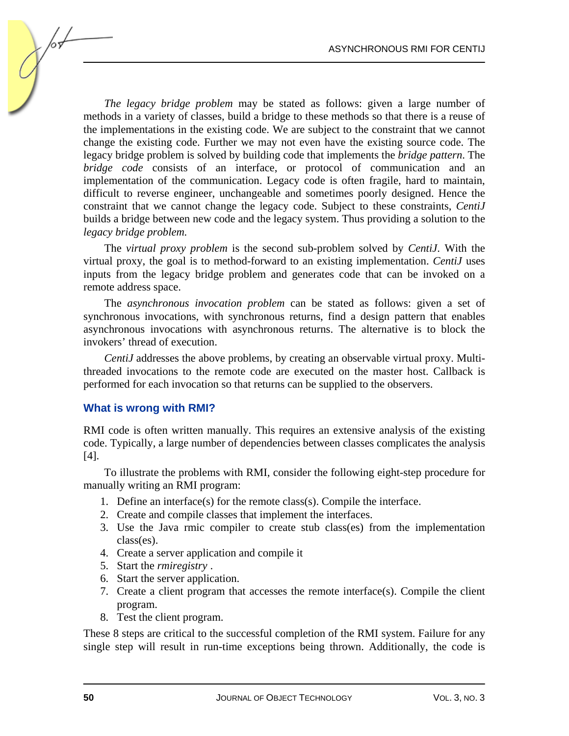*The legacy bridge problem* may be stated as follows: given a large number of methods in a variety of classes, build a bridge to these methods so that there is a reuse of the implementations in the existing code. We are subject to the constraint that we cannot change the existing code. Further we may not even have the existing source code. The legacy bridge problem is solved by building code that implements the *bridge pattern*. The *bridge code* consists of an interface, or protocol of communication and an implementation of the communication. Legacy code is often fragile, hard to maintain, difficult to reverse engineer, unchangeable and sometimes poorly designed. Hence the constraint that we cannot change the legacy code. Subject to these constraints, *CentiJ* builds a bridge between new code and the legacy system. Thus providing a solution to the *legacy bridge problem.*

The *virtual proxy problem* is the second sub-problem solved by *CentiJ*. With the virtual proxy, the goal is to method-forward to an existing implementation. *CentiJ* uses inputs from the legacy bridge problem and generates code that can be invoked on a remote address space.

The *asynchronous invocation problem* can be stated as follows: given a set of synchronous invocations, with synchronous returns, find a design pattern that enables asynchronous invocations with asynchronous returns. The alternative is to block the invokers' thread of execution.

*CentiJ* addresses the above problems, by creating an observable virtual proxy. Multi-threaded invocations to the remote code are executed on the master host. Callback is performed for each invocation so that returns can be supplied to the observers.

## What is wrong with RMI?

RMI code is often written manually. This requires an extensive analysis of the existing code. Typically, a large number of dependencies between classes complicates the analysis [4].

To illustrate the problems with RMI, consider the following eight-step procedure for manually writing an RMI program:

1. Define an interface(s) for the remote class(s). Compile the interface.
2. Create and compile classes that implement the interfaces.
3. Use the Java rmic compiler to create stub class(es) from the implementation class(es).
4. Create a server application and compile it
5. Start the *rmiregistry* .
6. Start the server application.
7. Create a client program that accesses the remote interface(s). Compile the client program.
8. Test the client program.

These 8 steps are critical to the successful completion of the RMI system. Failure for any single step will result in run-time exceptions being thrown. Additionally, the code is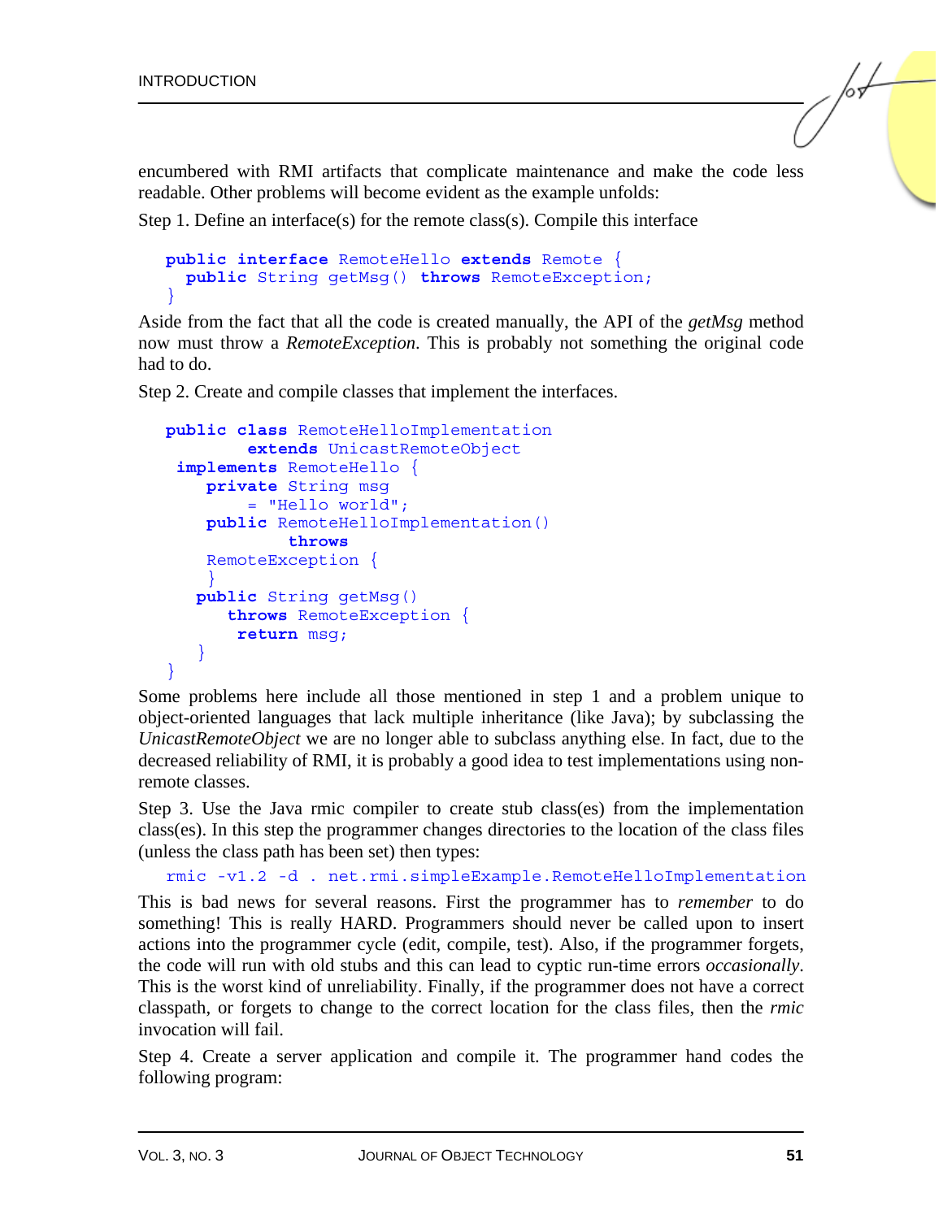encumbered with RMI artifacts that complicate maintenance and make the code less readable. Other problems will become evident as the example unfolds:

Step 1. Define an interface(s) for the remote class(s). Compile this interface

```
public interface RemoteHello extends Remote {
  public String getMsg() throws RemoteException;
}
```

Aside from the fact that all the code is created manually, the API of the *getMsg* method now must throw a *RemoteException*. This is probably not something the original code had to do.

Step 2. Create and compile classes that implement the interfaces.

```
public class RemoteHelloImplementation
        extends UnicastRemoteObject
 implements RemoteHello {
    private String msg
        = "Hello world";
    public RemoteHelloImplementation()
            throws
    RemoteException {
    }
   public String getMsg()
      throws RemoteException {
       return msg;
   }
}
```

Some problems here include all those mentioned in step 1 and a problem unique to object-oriented languages that lack multiple inheritance (like Java); by subclassing the *UnicastRemoteObject* we are no longer able to subclass anything else. In fact, due to the decreased reliability of RMI, it is probably a good idea to test implementations using non-remote classes.

Step 3. Use the Java rmic compiler to create stub class(es) from the implementation class(es). In this step the programmer changes directories to the location of the class files (unless the class path has been set) then types:

```
rmic -v1.2 -d . net.rmi.simpleExample.RemoteHelloImplementation
```

This is bad news for several reasons. First the programmer has to *remember* to do something! This is really HARD. Programmers should never be called upon to insert actions into the programmer cycle (edit, compile, test). Also, if the programmer forgets, the code will run with old stubs and this can lead to cyptic run-time errors *occasionally*. This is the worst kind of unreliability. Finally, if the programmer does not have a correct classpath, or forgets to change to the correct location for the class files, then the *rmic* invocation will fail.

Step 4. Create a server application and compile it. The programmer hand codes the following program: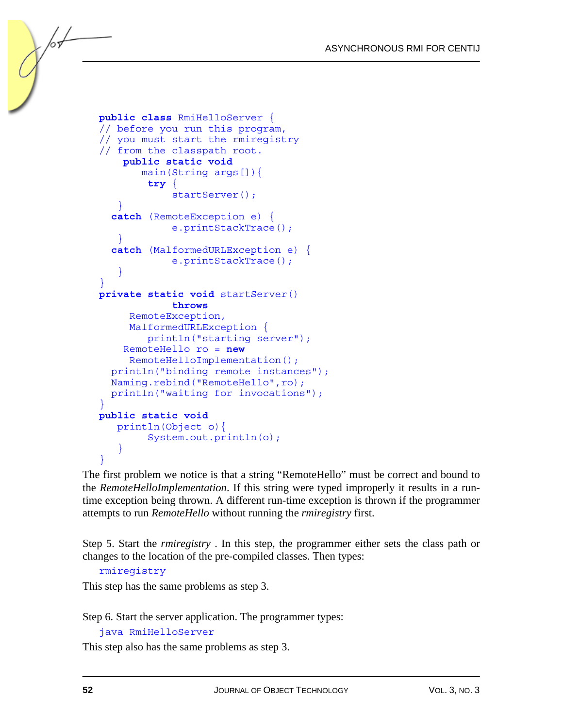```
public class RmiHelloServer {
// before you run this program,
// you must start the rmiregistry
// from the classpath root.
    public static void
       main(String args[]){
        try {
            startServer();
    }
  catch (RemoteException e) {
            e.printStackTrace();
    }
  catch (MalformedURLException e) {
            e.printStackTrace();
    }
}
private static void startServer()
            throws
      RemoteException,
      MalformedURLException {
         println("starting server");
     RemoteHello ro = new
      RemoteHelloImplementation();
  println("binding remote instances");
  Naming.rebind("RemoteHello",ro);
  println("waiting for invocations");
}
public static void
   println(Object o){
        System.out.println(o);
    }
}
```

The first problem we notice is that a string "RemoteHello" must be correct and bound to the *RemoteHelloImplementation*. If this string were typed improperly it results in a run-time exception being thrown. A different run-time exception is thrown if the programmer attempts to run *RemoteHello* without running the *rmiregistry* first.

Step 5. Start the *rmiregistry* . In this step, the programmer either sets the class path or changes to the location of the pre-compiled classes. Then types:

```
rmiregistry
```

This step has the same problems as step 3.

Step 6. Start the server application. The programmer types:

```
java RmiHelloServer
```

This step also has the same problems as step 3.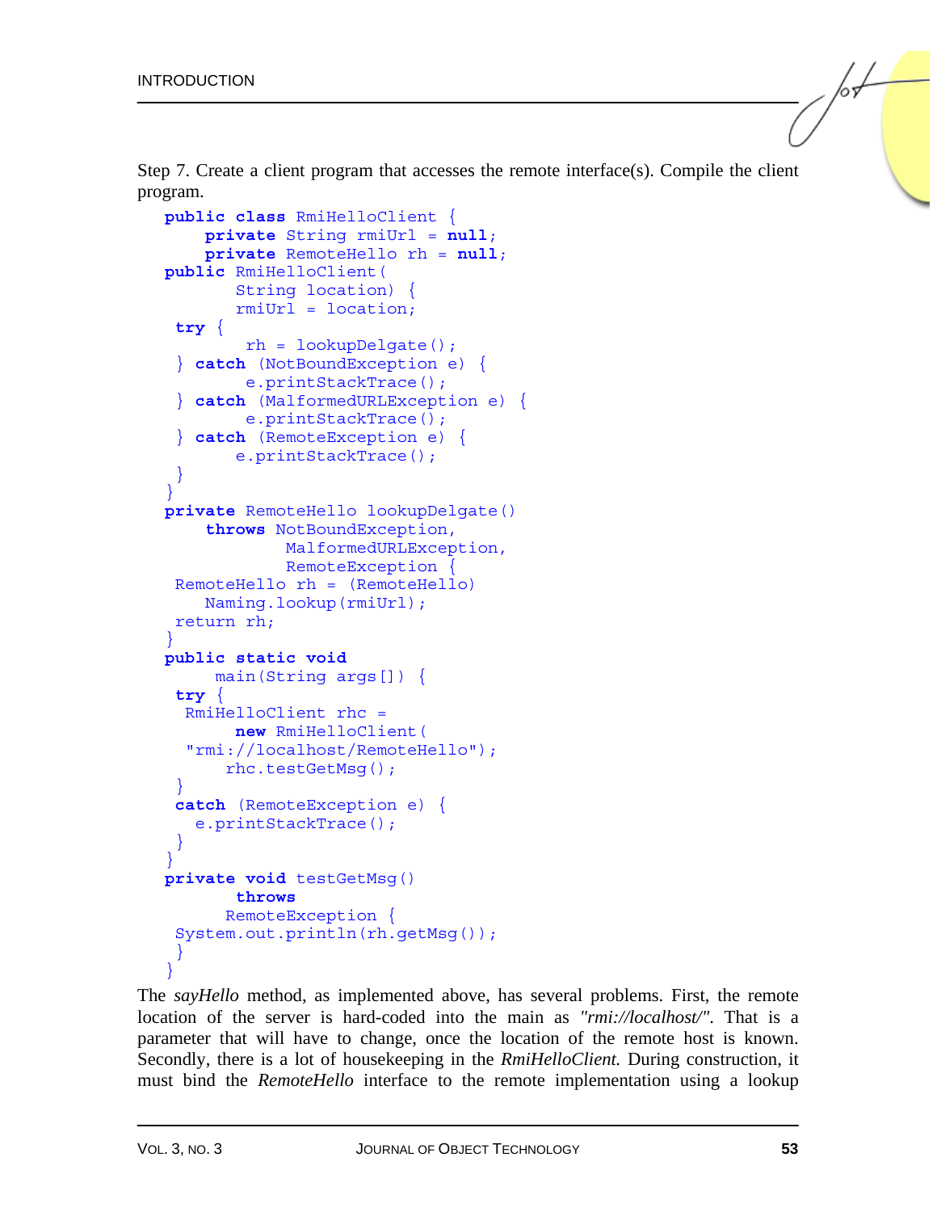Step 7. Create a client program that accesses the remote interface(s). Compile the client program.

```
public class RmiHelloClient {
    private String rmiUrl = null;
    private RemoteHello rh = null;
public RmiHelloClient(
       String location) {
       rmiUrl = location;
 try {
        rh = lookupDelgate();
 } catch (NotBoundException e) {
        e.printStackTrace();
 } catch (MalformedURLException e) {
        e.printStackTrace();
 } catch (RemoteException e) {
       e.printStackTrace();
 }
}
private RemoteHello lookupDelgate()
    throws NotBoundException,
            MalformedURLException,
            RemoteException {
 RemoteHello rh = (RemoteHello)
    Naming.lookup(rmiUrl);
 return rh;
}
public static void
     main(String args[]) {
 try {
  RmiHelloClient rhc =
       new RmiHelloClient(
  "rmi://localhost/RemoteHello");
      rhc.testGetMsg();
 }
 catch (RemoteException e) {
   e.printStackTrace();
 }
}
private void testGetMsg()
       throws
      RemoteException {
 System.out.println(rh.getMsg());
 }
}
```

The *sayHello* method, as implemented above, has several problems. First, the remote location of the server is hard-coded into the main as *"rmi://localhost/"*. That is a parameter that will have to change, once the location of the remote host is known. Secondly, there is a lot of housekeeping in the *RmiHelloClient.* During construction, it must bind the *RemoteHello* interface to the remote implementation using a lookup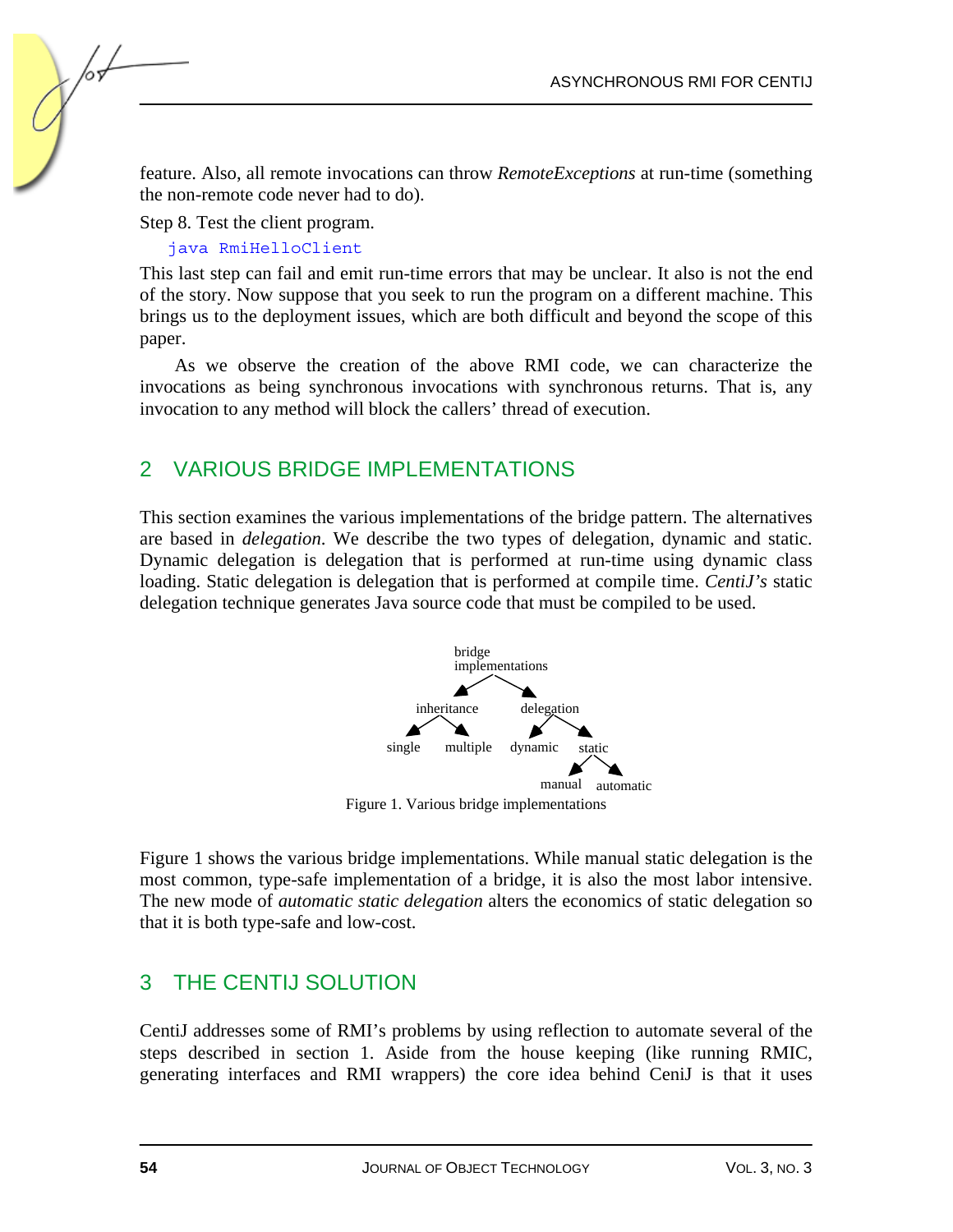feature. Also, all remote invocations can throw *RemoteExceptions* at run-time (something the non-remote code never had to do).

Step 8. Test the client program.

```
java RmiHelloClient
```

This last step can fail and emit run-time errors that may be unclear. It also is not the end of the story. Now suppose that you seek to run the program on a different machine. This brings us to the deployment issues, which are both difficult and beyond the scope of this paper.

As we observe the creation of the above RMI code, we can characterize the invocations as being synchronous invocations with synchronous returns. That is, any invocation to any method will block the callers' thread of execution.

## 2 VARIOUS BRIDGE IMPLEMENTATIONS

This section examines the various implementations of the bridge pattern. The alternatives are based in *delegation*. We describe the two types of delegation, dynamic and static. Dynamic delegation is delegation that is performed at run-time using dynamic class loading. Static delegation is delegation that is performed at compile time. *CentiJ's* static delegation technique generates Java source code that must be compiled to be used.

```
bridge implementations
├── inheritance
│   ├── single
│   └── multiple
└── delegation
    ├── dynamic
    └── static
        ├── manual
        └── automatic
```

Figure 1. Various bridge implementations

Figure 1 shows the various bridge implementations. While manual static delegation is the most common, type-safe implementation of a bridge, it is also the most labor intensive. The new mode of *automatic static delegation* alters the economics of static delegation so that it is both type-safe and low-cost.

## 3 THE CENTIJ SOLUTION

CentiJ addresses some of RMI's problems by using reflection to automate several of the steps described in section 1. Aside from the house keeping (like running RMIC, generating interfaces and RMI wrappers) the core idea behind CeniJ is that it uses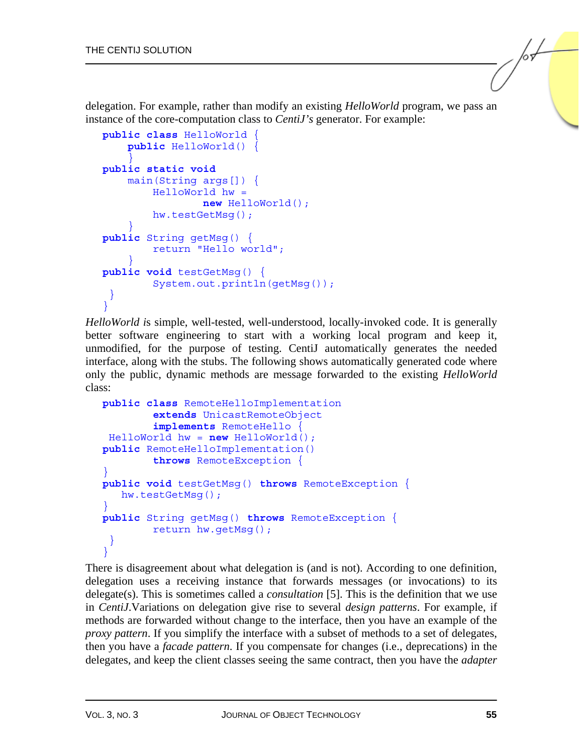delegation. For example, rather than modify an existing *HelloWorld* program, we pass an instance of the core-computation class to *CentiJ's* generator. For example:

```
public class HelloWorld {
    public HelloWorld() {
    }
public static void
    main(String args[]) {
        HelloWorld hw =
                new HelloWorld();
        hw.testGetMsg();
    }
public String getMsg() {
        return "Hello world";
    }
public void testGetMsg() {
        System.out.println(getMsg());
 }
}
```

*HelloWorld* is simple, well-tested, well-understood, locally-invoked code. It is generally better software engineering to start with a working local program and keep it, unmodified, for the purpose of testing. CentiJ automatically generates the needed interface, along with the stubs. The following shows automatically generated code where only the public, dynamic methods are message forwarded to the existing *HelloWorld* class:

```
public class RemoteHelloImplementation
        extends UnicastRemoteObject
        implements RemoteHello {
 HelloWorld hw = new HelloWorld();
public RemoteHelloImplementation()
        throws RemoteException {
}
public void testGetMsg() throws RemoteException {
   hw.testGetMsg();
}
public String getMsg() throws RemoteException {
        return hw.getMsg();
 }
}
```

There is disagreement about what delegation is (and is not). According to one definition, delegation uses a receiving instance that forwards messages (or invocations) to its delegate(s). This is sometimes called a *consultation* [5]. This is the definition that we use in *CentiJ*.Variations on delegation give rise to several *design patterns*. For example, if methods are forwarded without change to the interface, then you have an example of the *proxy pattern*. If you simplify the interface with a subset of methods to a set of delegates, then you have a *facade pattern*. If you compensate for changes (i.e., deprecations) in the delegates, and keep the client classes seeing the same contract, then you have the *adapter*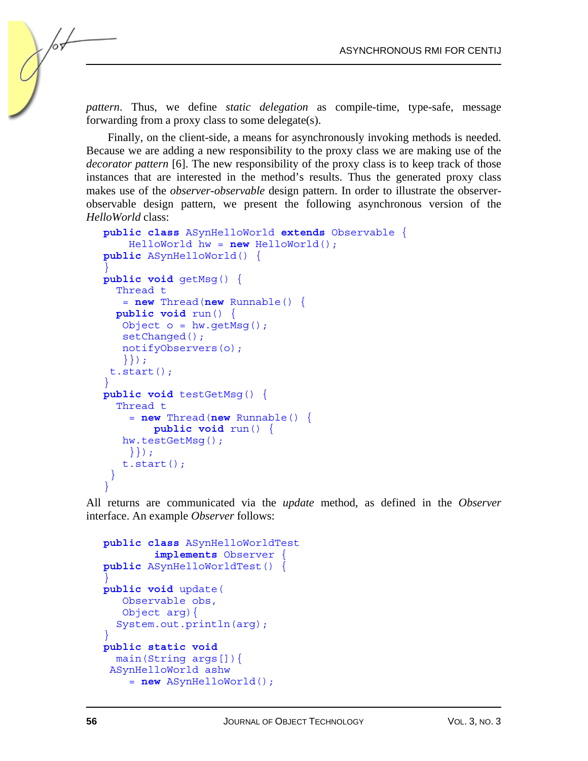*pattern*. Thus, we define *static delegation* as compile-time, type-safe, message forwarding from a proxy class to some delegate(s).

Finally, on the client-side, a means for asynchronously invoking methods is needed. Because we are adding a new responsibility to the proxy class we are making use of the *decorator pattern* [6]. The new responsibility of the proxy class is to keep track of those instances that are interested in the method's results. Thus the generated proxy class makes use of the *observer-observable* design pattern. In order to illustrate the observer-observable design pattern, we present the following asynchronous version of the *HelloWorld* class:

```
public class ASynHelloWorld extends Observable {
    HelloWorld hw = new HelloWorld();
public ASynHelloWorld() {
}
public void getMsg() {
  Thread t
   = new Thread(new Runnable() {
  public void run() {
   Object o = hw.getMsg();
   setChanged();
   notifyObservers(o);
   }});
 t.start();
}
public void testGetMsg() {
  Thread t
    = new Thread(new Runnable() {
        public void run() {
   hw.testGetMsg();
    }});
   t.start();
 }
}
```

All returns are communicated via the *update* method, as defined in the *Observer* interface. An example *Observer* follows:

```
public class ASynHelloWorldTest
        implements Observer {
public ASynHelloWorldTest() {
}
public void update(
   Observable obs,
   Object arg){
  System.out.println(arg);
}
public static void
  main(String args[]){
 ASynHelloWorld ashw
    = new ASynHelloWorld();
```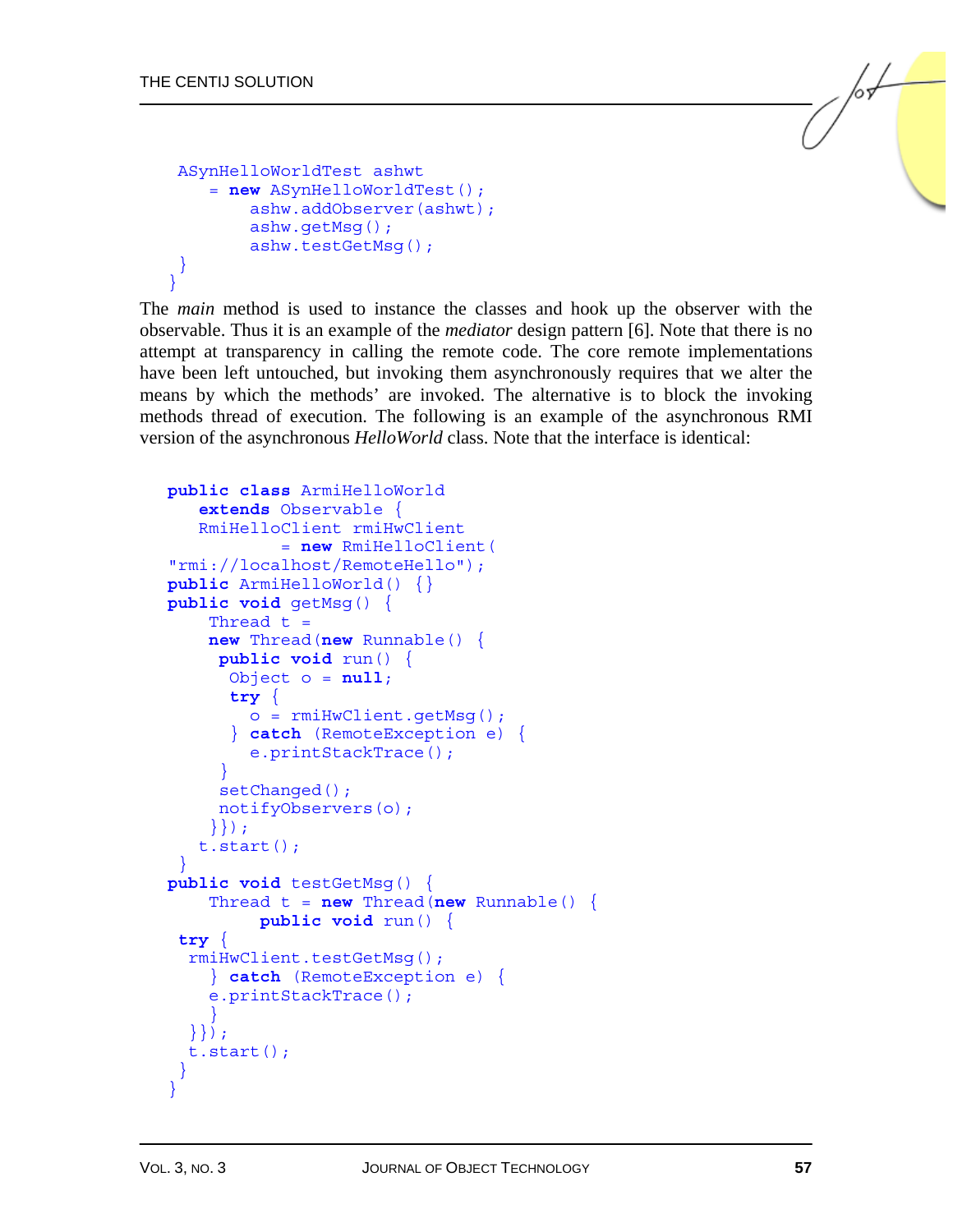```
 ASynHelloWorldTest ashwt
     = new ASynHelloWorldTest();
         ashw.addObserver(ashwt);
         ashw.getMsg();
         ashw.testGetMsg();
 }
}
```

The *main* method is used to instance the classes and hook up the observer with the observable. Thus it is an example of the *mediator* design pattern [6]. Note that there is no attempt at transparency in calling the remote code. The core remote implementations have been left untouched, but invoking them asynchronously requires that we alter the means by which the methods' are invoked. The alternative is to block the invoking methods thread of execution. The following is an example of the asynchronous RMI version of the asynchronous *HelloWorld* class. Note that the interface is identical:

```
public class ArmiHelloWorld
   extends Observable {
   RmiHelloClient rmiHwClient
           = new RmiHelloClient(
"rmi://localhost/RemoteHello");
public ArmiHelloWorld() {}
public void getMsg() {
    Thread t =
    new Thread(new Runnable() {
     public void run() {
      Object o = null;
      try {
        o = rmiHwClient.getMsg();
      } catch (RemoteException e) {
        e.printStackTrace();
     }
     setChanged();
     notifyObservers(o);
    }});
   t.start();
 }
public void testGetMsg() {
    Thread t = new Thread(new Runnable() {
         public void run() {
 try {
  rmiHwClient.testGetMsg();
    } catch (RemoteException e) {
    e.printStackTrace();
    }
  }});
  t.start();
 }
}
```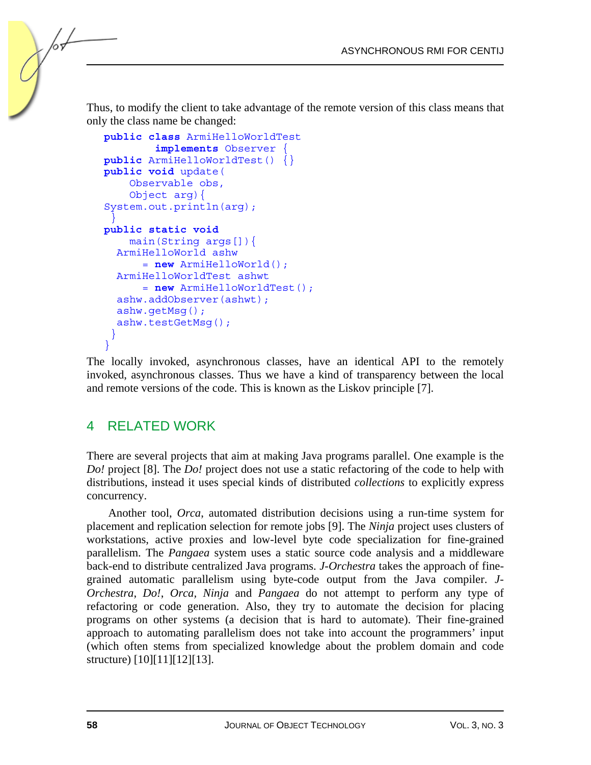Thus, to modify the client to take advantage of the remote version of this class means that only the class name be changed:

```
public class ArmiHelloWorldTest
        implements Observer {
public ArmiHelloWorldTest() {}
public void update(
    Observable obs,
    Object arg){
System.out.println(arg);
 }
public static void
    main(String args[]){
  ArmiHelloWorld ashw
      = new ArmiHelloWorld();
  ArmiHelloWorldTest ashwt
      = new ArmiHelloWorldTest();
  ashw.addObserver(ashwt);
  ashw.getMsg();
  ashw.testGetMsg();
 }
}
```

The locally invoked, asynchronous classes, have an identical API to the remotely invoked, asynchronous classes. Thus we have a kind of transparency between the local and remote versions of the code. This is known as the Liskov principle [7].

## 4 RELATED WORK

There are several projects that aim at making Java programs parallel. One example is the *Do!* project [8]. The *Do!* project does not use a static refactoring of the code to help with distributions, instead it uses special kinds of distributed *collections* to explicitly express concurrency.

Another tool, *Orca*, automated distribution decisions using a run-time system for placement and replication selection for remote jobs [9]. The *Ninja* project uses clusters of workstations, active proxies and low-level byte code specialization for fine-grained parallelism. The *Pangaea* system uses a static source code analysis and a middleware back-end to distribute centralized Java programs. *J-Orchestra* takes the approach of fine-grained automatic parallelism using byte-code output from the Java compiler. *J-Orchestra*, *Do!*, *Orca*, *Ninja* and *Pangaea* do not attempt to perform any type of refactoring or code generation. Also, they try to automate the decision for placing programs on other systems (a decision that is hard to automate). Their fine-grained approach to automating parallelism does not take into account the programmers' input (which often stems from specialized knowledge about the problem domain and code structure) [10][11][12][13].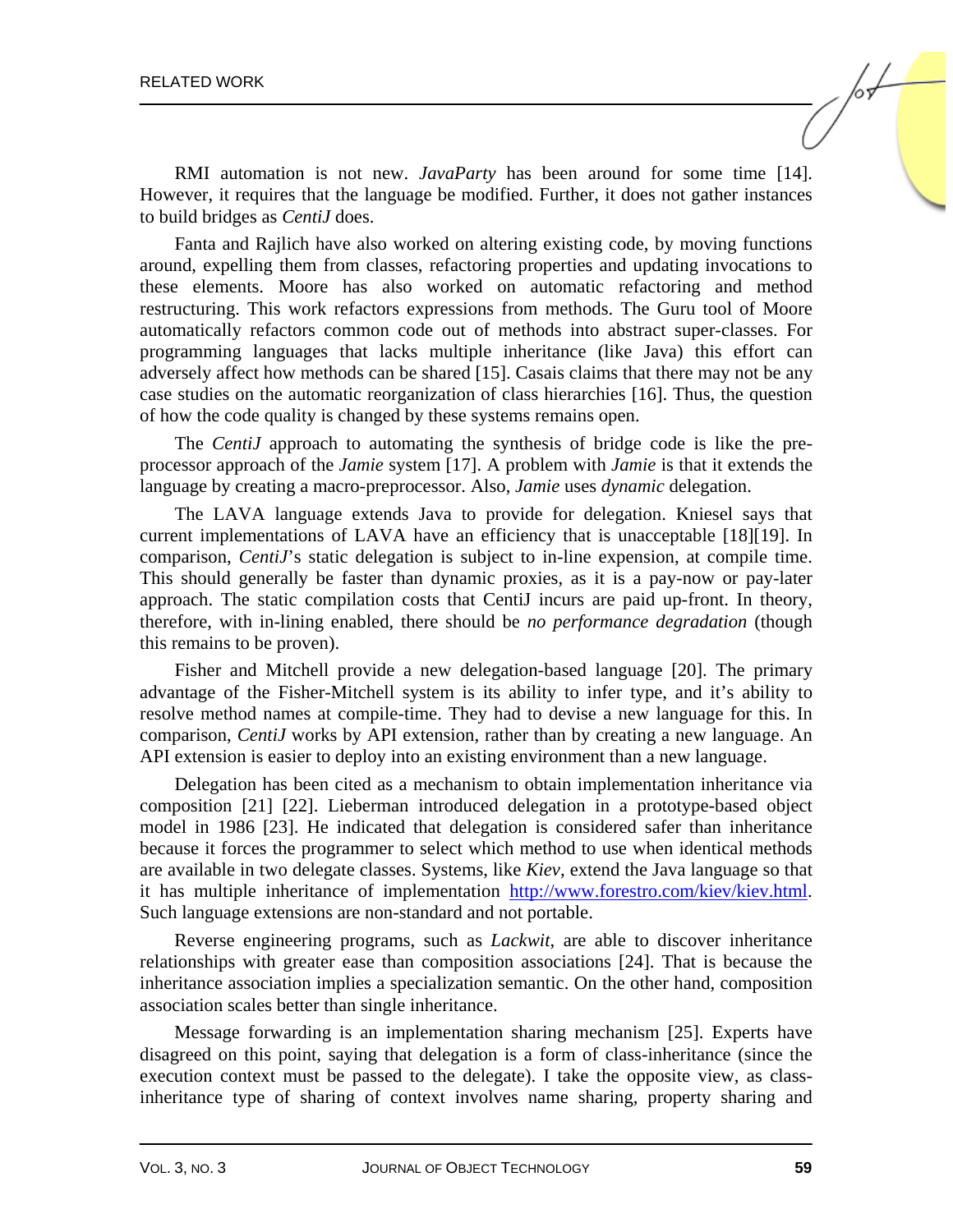RMI automation is not new. *JavaParty* has been around for some time [14]. However, it requires that the language be modified. Further, it does not gather instances to build bridges as *CentiJ* does.

Fanta and Rajlich have also worked on altering existing code, by moving functions around, expelling them from classes, refactoring properties and updating invocations to these elements. Moore has also worked on automatic refactoring and method restructuring. This work refactors expressions from methods. The Guru tool of Moore automatically refactors common code out of methods into abstract super-classes. For programming languages that lacks multiple inheritance (like Java) this effort can adversely affect how methods can be shared [15]. Casais claims that there may not be any case studies on the automatic reorganization of class hierarchies [16]. Thus, the question of how the code quality is changed by these systems remains open.

The *CentiJ* approach to automating the synthesis of bridge code is like the pre-processor approach of the *Jamie* system [17]. A problem with *Jamie* is that it extends the language by creating a macro-preprocessor. Also, *Jamie* uses *dynamic* delegation.

The LAVA language extends Java to provide for delegation. Kniesel says that current implementations of LAVA have an efficiency that is unacceptable [18][19]. In comparison, *CentiJ*'s static delegation is subject to in-line expension, at compile time. This should generally be faster than dynamic proxies, as it is a pay-now or pay-later approach. The static compilation costs that CentiJ incurs are paid up-front. In theory, therefore, with in-lining enabled, there should be *no performance degradation* (though this remains to be proven).

Fisher and Mitchell provide a new delegation-based language [20]. The primary advantage of the Fisher-Mitchell system is its ability to infer type, and it's ability to resolve method names at compile-time. They had to devise a new language for this. In comparison, *CentiJ* works by API extension, rather than by creating a new language. An API extension is easier to deploy into an existing environment than a new language.

Delegation has been cited as a mechanism to obtain implementation inheritance via composition [21] [22]. Lieberman introduced delegation in a prototype-based object model in 1986 [23]. He indicated that delegation is considered safer than inheritance because it forces the programmer to select which method to use when identical methods are available in two delegate classes. Systems, like *Kiev*, extend the Java language so that it has multiple inheritance of implementation http://www.forestro.com/kiev/kiev.html. Such language extensions are non-standard and not portable.

Reverse engineering programs, such as *Lackwit*, are able to discover inheritance relationships with greater ease than composition associations [24]. That is because the inheritance association implies a specialization semantic. On the other hand, composition association scales better than single inheritance.

Message forwarding is an implementation sharing mechanism [25]. Experts have disagreed on this point, saying that delegation is a form of class-inheritance (since the execution context must be passed to the delegate). I take the opposite view, as class-inheritance type of sharing of context involves name sharing, property sharing and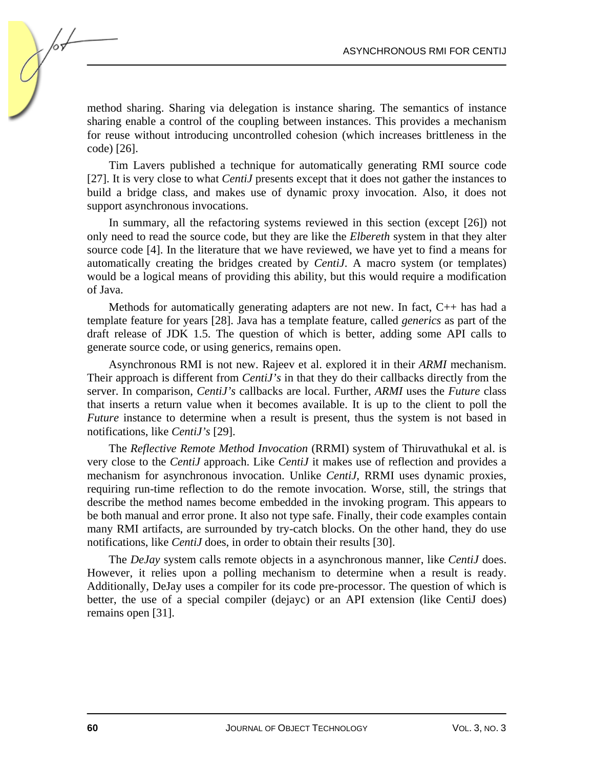method sharing. Sharing via delegation is instance sharing. The semantics of instance sharing enable a control of the coupling between instances. This provides a mechanism for reuse without introducing uncontrolled cohesion (which increases brittleness in the code) [26].

Tim Lavers published a technique for automatically generating RMI source code [27]. It is very close to what *CentiJ* presents except that it does not gather the instances to build a bridge class, and makes use of dynamic proxy invocation. Also, it does not support asynchronous invocations.

In summary, all the refactoring systems reviewed in this section (except [26]) not only need to read the source code, but they are like the *Elbereth* system in that they alter source code [4]. In the literature that we have reviewed, we have yet to find a means for automatically creating the bridges created by *CentiJ*. A macro system (or templates) would be a logical means of providing this ability, but this would require a modification of Java.

Methods for automatically generating adapters are not new. In fact, C++ has had a template feature for years [28]. Java has a template feature, called *generics* as part of the draft release of JDK 1.5. The question of which is better, adding some API calls to generate source code, or using generics, remains open.

Asynchronous RMI is not new. Rajeev et al. explored it in their *ARMI* mechanism. Their approach is different from *CentiJ's* in that they do their callbacks directly from the server. In comparison, *CentiJ's* callbacks are local. Further, *ARMI* uses the *Future* class that inserts a return value when it becomes available. It is up to the client to poll the *Future* instance to determine when a result is present, thus the system is not based in notifications, like *CentiJ's* [29].

The *Reflective Remote Method Invocation* (RRMI) system of Thiruvathukal et al. is very close to the *CentiJ* approach. Like *CentiJ* it makes use of reflection and provides a mechanism for asynchronous invocation. Unlike *CentiJ*, RRMI uses dynamic proxies, requiring run-time reflection to do the remote invocation. Worse, still, the strings that describe the method names become embedded in the invoking program. This appears to be both manual and error prone. It also not type safe. Finally, their code examples contain many RMI artifacts, are surrounded by try-catch blocks. On the other hand, they do use notifications, like *CentiJ* does, in order to obtain their results [30].

The *DeJay* system calls remote objects in a asynchronous manner, like *CentiJ* does. However, it relies upon a polling mechanism to determine when a result is ready. Additionally, DeJay uses a compiler for its code pre-processor. The question of which is better, the use of a special compiler (dejayc) or an API extension (like CentiJ does) remains open [31].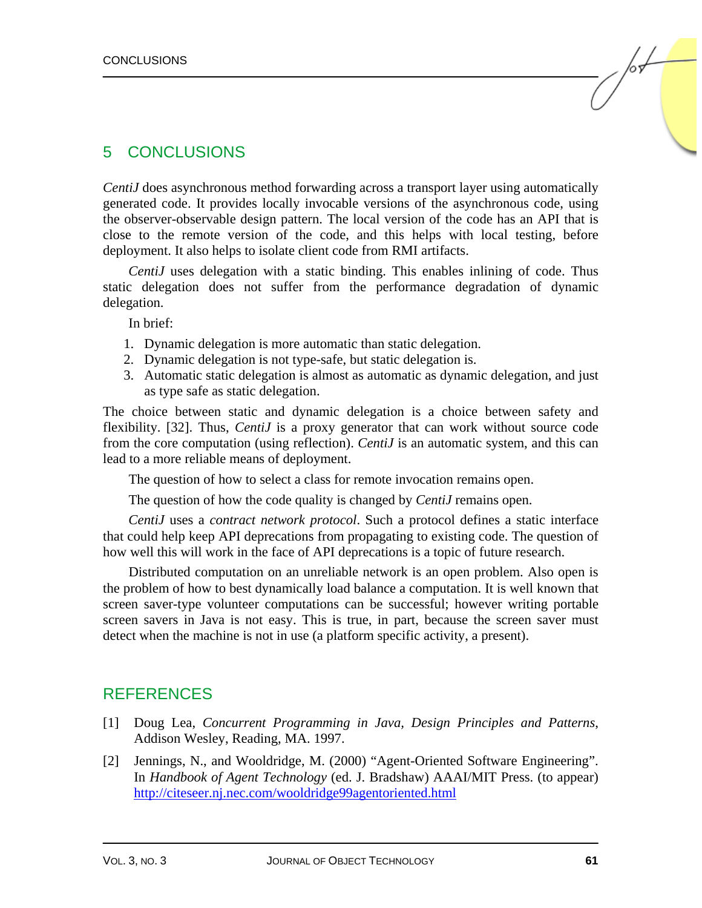## 5 CONCLUSIONS

*CentiJ* does asynchronous method forwarding across a transport layer using automatically generated code. It provides locally invocable versions of the asynchronous code, using the observer-observable design pattern. The local version of the code has an API that is close to the remote version of the code, and this helps with local testing, before deployment. It also helps to isolate client code from RMI artifacts.

*CentiJ* uses delegation with a static binding. This enables inlining of code. Thus static delegation does not suffer from the performance degradation of dynamic delegation.

In brief:

1. Dynamic delegation is more automatic than static delegation.
2. Dynamic delegation is not type-safe, but static delegation is.
3. Automatic static delegation is almost as automatic as dynamic delegation, and just as type safe as static delegation.

The choice between static and dynamic delegation is a choice between safety and flexibility. [32]. Thus, *CentiJ* is a proxy generator that can work without source code from the core computation (using reflection). *CentiJ* is an automatic system, and this can lead to a more reliable means of deployment.

The question of how to select a class for remote invocation remains open.

The question of how the code quality is changed by *CentiJ* remains open.

*CentiJ* uses a *contract network protocol*. Such a protocol defines a static interface that could help keep API deprecations from propagating to existing code. The question of how well this will work in the face of API deprecations is a topic of future research.

Distributed computation on an unreliable network is an open problem. Also open is the problem of how to best dynamically load balance a computation. It is well known that screen saver-type volunteer computations can be successful; however writing portable screen savers in Java is not easy. This is true, in part, because the screen saver must detect when the machine is not in use (a platform specific activity, a present).

## REFERENCES

[1] Doug Lea, *Concurrent Programming in Java, Design Principles and Patterns*, Addison Wesley, Reading, MA. 1997.

[2] Jennings, N., and Wooldridge, M. (2000) "Agent-Oriented Software Engineering". In *Handbook of Agent Technology* (ed. J. Bradshaw) AAAI/MIT Press. (to appear) http://citeseer.nj.nec.com/wooldridge99agentoriented.html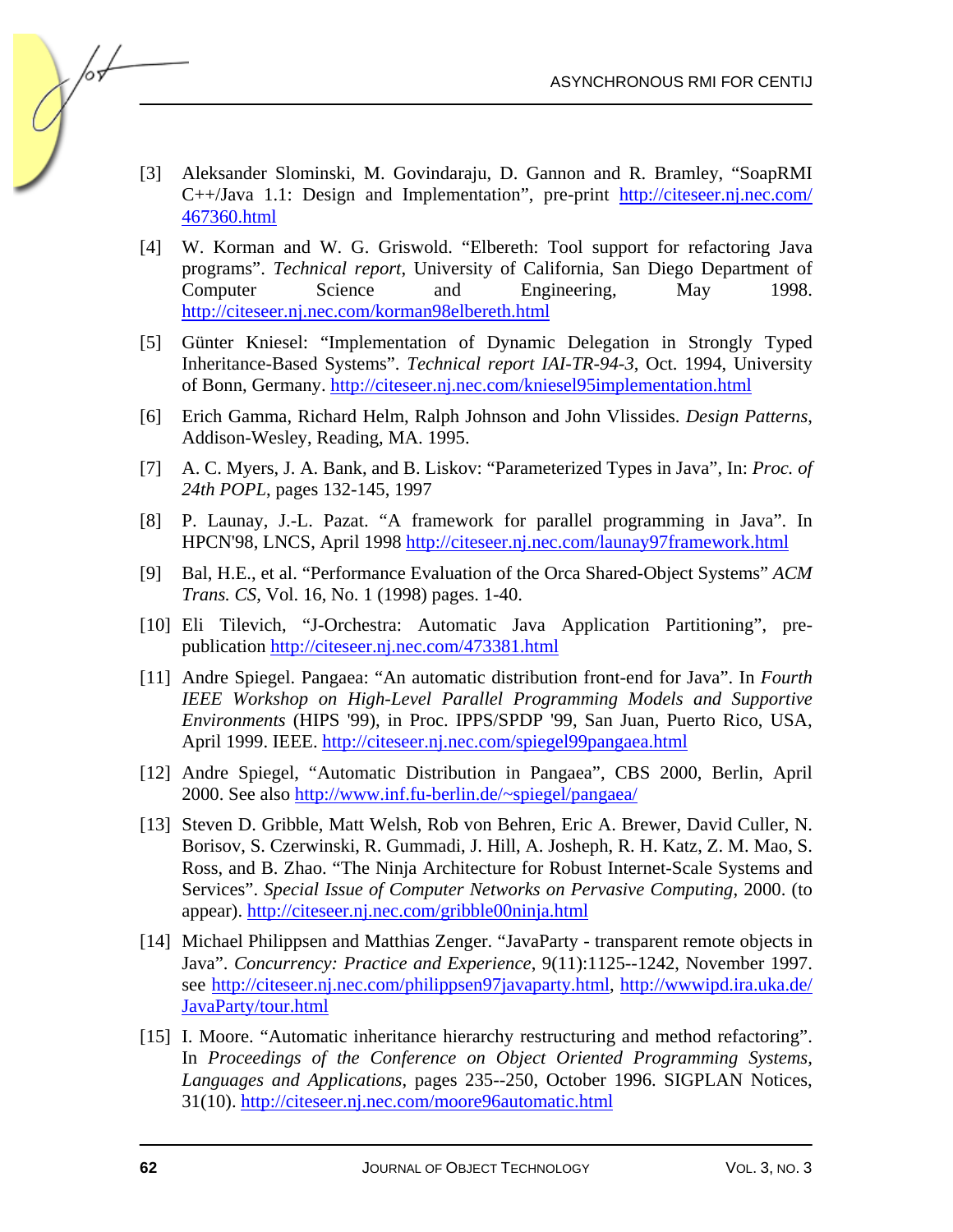[3] Aleksander Slominski, M. Govindaraju, D. Gannon and R. Bramley, "SoapRMI C++/Java 1.1: Design and Implementation", pre-print http://citeseer.nj.nec.com/467360.html

[4] W. Korman and W. G. Griswold. "Elbereth: Tool support for refactoring Java programs". *Technical report*, University of California, San Diego Department of Computer Science and Engineering, May 1998. http://citeseer.nj.nec.com/korman98elbereth.html

[5] Günter Kniesel: "Implementation of Dynamic Delegation in Strongly Typed Inheritance-Based Systems". *Technical report IAI-TR-94-3*, Oct. 1994, University of Bonn, Germany. http://citeseer.nj.nec.com/kniesel95implementation.html

[6] Erich Gamma, Richard Helm, Ralph Johnson and John Vlissides. *Design Patterns*, Addison-Wesley, Reading, MA. 1995.

[7] A. C. Myers, J. A. Bank, and B. Liskov: "Parameterized Types in Java", In: *Proc. of 24th POPL*, pages 132-145, 1997

[8] P. Launay, J.-L. Pazat. "A framework for parallel programming in Java". In HPCN'98, LNCS, April 1998 http://citeseer.nj.nec.com/launay97framework.html

[9] Bal, H.E., et al. "Performance Evaluation of the Orca Shared-Object Systems" *ACM Trans. CS*, Vol. 16, No. 1 (1998) pages. 1-40.

[10] Eli Tilevich, "J-Orchestra: Automatic Java Application Partitioning", pre-publication http://citeseer.nj.nec.com/473381.html

[11] Andre Spiegel. Pangaea: "An automatic distribution front-end for Java". In *Fourth IEEE Workshop on High-Level Parallel Programming Models and Supportive Environments* (HIPS '99), in Proc. IPPS/SPDP '99, San Juan, Puerto Rico, USA, April 1999. IEEE. http://citeseer.nj.nec.com/spiegel99pangaea.html

[12] Andre Spiegel, "Automatic Distribution in Pangaea", CBS 2000, Berlin, April 2000. See also http://www.inf.fu-berlin.de/~spiegel/pangaea/

[13] Steven D. Gribble, Matt Welsh, Rob von Behren, Eric A. Brewer, David Culler, N. Borisov, S. Czerwinski, R. Gummadi, J. Hill, A. Josheph, R. H. Katz, Z. M. Mao, S. Ross, and B. Zhao. "The Ninja Architecture for Robust Internet-Scale Systems and Services". *Special Issue of Computer Networks on Pervasive Computing*, 2000. (to appear). http://citeseer.nj.nec.com/gribble00ninja.html

[14] Michael Philippsen and Matthias Zenger. "JavaParty - transparent remote objects in Java". *Concurrency: Practice and Experience*, 9(11):1125--1242, November 1997. see http://citeseer.nj.nec.com/philippsen97javaparty.html, http://wwwipd.ira.uka.de/JavaParty/tour.html

[15] I. Moore. "Automatic inheritance hierarchy restructuring and method refactoring". In *Proceedings of the Conference on Object Oriented Programming Systems, Languages and Applications*, pages 235--250, October 1996. SIGPLAN Notices, 31(10). http://citeseer.nj.nec.com/moore96automatic.html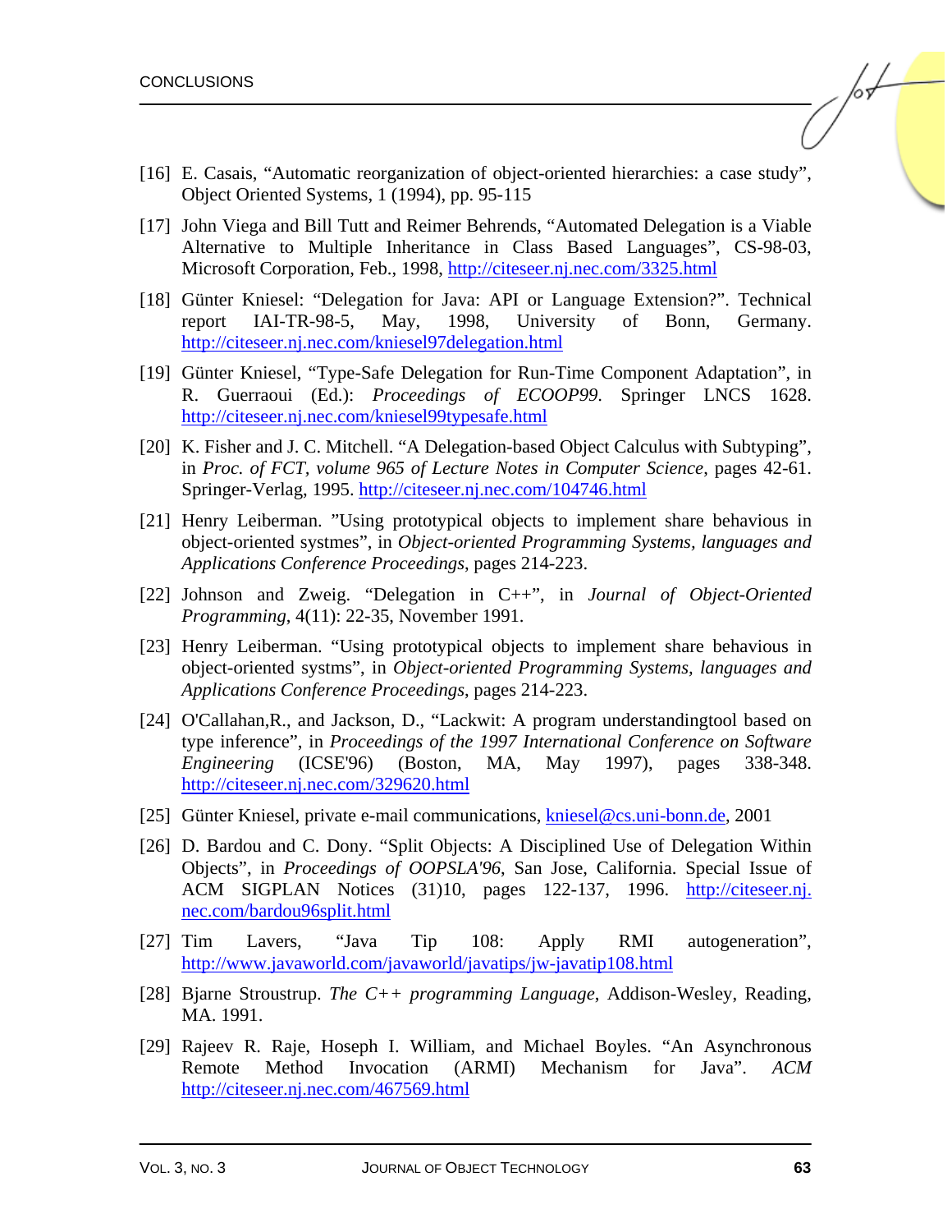[16] E. Casais, "Automatic reorganization of object-oriented hierarchies: a case study", Object Oriented Systems, 1 (1994), pp. 95-115

[17] John Viega and Bill Tutt and Reimer Behrends, "Automated Delegation is a Viable Alternative to Multiple Inheritance in Class Based Languages", CS-98-03, Microsoft Corporation, Feb., 1998, http://citeseer.nj.nec.com/3325.html

[18] Günter Kniesel: "Delegation for Java: API or Language Extension?". Technical report IAI-TR-98-5, May, 1998, University of Bonn, Germany. http://citeseer.nj.nec.com/kniesel97delegation.html

[19] Günter Kniesel, "Type-Safe Delegation for Run-Time Component Adaptation", in R. Guerraoui (Ed.): *Proceedings of ECOOP99*. Springer LNCS 1628. http://citeseer.nj.nec.com/kniesel99typesafe.html

[20] K. Fisher and J. C. Mitchell. "A Delegation-based Object Calculus with Subtyping", in *Proc. of FCT, volume 965 of Lecture Notes in Computer Science*, pages 42-61. Springer-Verlag, 1995. http://citeseer.nj.nec.com/104746.html

[21] Henry Leiberman. "Using prototypical objects to implement share behavious in object-oriented systmes", in *Object-oriented Programming Systems, languages and Applications Conference Proceedings*, pages 214-223.

[22] Johnson and Zweig. "Delegation in C++", in *Journal of Object-Oriented Programming*, 4(11): 22-35, November 1991.

[23] Henry Leiberman. "Using prototypical objects to implement share behavious in object-oriented systms", in *Object-oriented Programming Systems, languages and Applications Conference Proceedings*, pages 214-223.

[24] O'Callahan,R., and Jackson, D., "Lackwit: A program understandingtool based on type inference", in *Proceedings of the 1997 International Conference on Software Engineering* (ICSE'96) (Boston, MA, May 1997), pages 338-348. http://citeseer.nj.nec.com/329620.html

[25] Günter Kniesel, private e-mail communications, kniesel@cs.uni-bonn.de, 2001

[26] D. Bardou and C. Dony. "Split Objects: A Disciplined Use of Delegation Within Objects", in *Proceedings of OOPSLA'96*, San Jose, California. Special Issue of ACM SIGPLAN Notices (31)10, pages 122-137, 1996. http://citeseer.nj.nec.com/bardou96split.html

[27] Tim Lavers, "Java Tip 108: Apply RMI autogeneration", http://www.javaworld.com/javaworld/javatips/jw-javatip108.html

[28] Bjarne Stroustrup. *The C++ programming Language*, Addison-Wesley, Reading, MA. 1991.

[29] Rajeev R. Raje, Hoseph I. William, and Michael Boyles. "An Asynchronous Remote Method Invocation (ARMI) Mechanism for Java". *ACM* http://citeseer.nj.nec.com/467569.html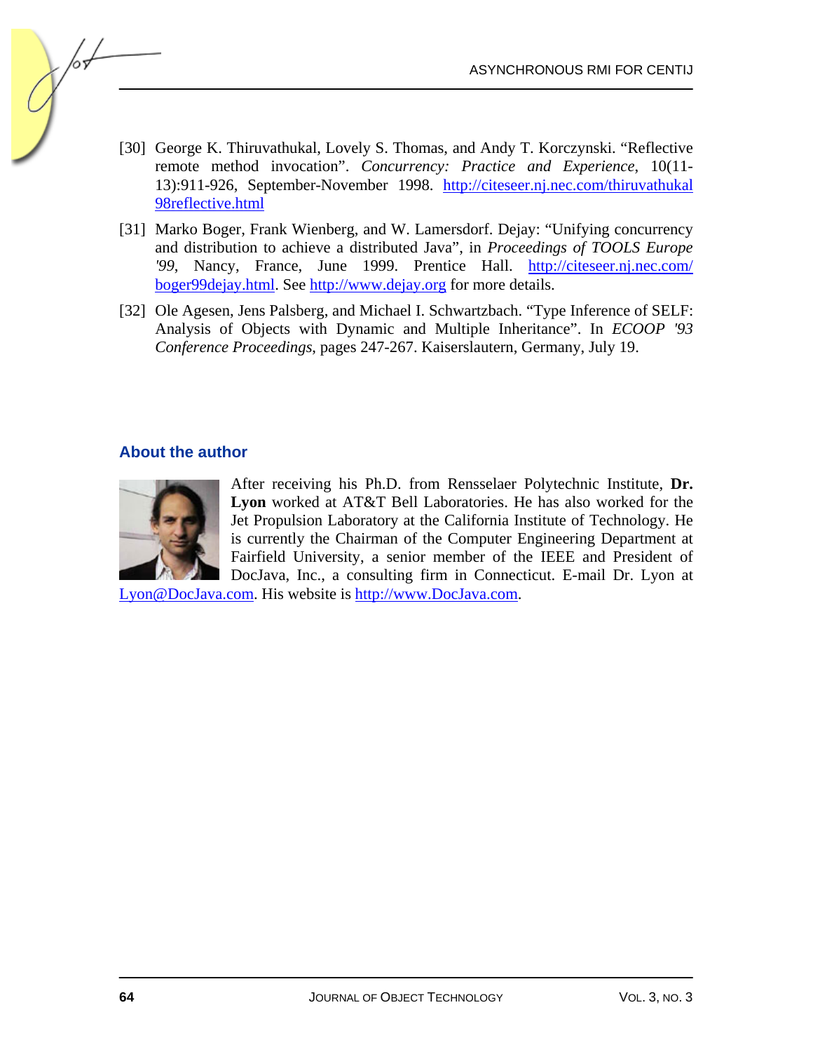[30] George K. Thiruvathukal, Lovely S. Thomas, and Andy T. Korczynski. "Reflective remote method invocation". *Concurrency: Practice and Experience*, 10(11-13):911-926, September-November 1998. http://citeseer.nj.nec.com/thiruvathukal98reflective.html

[31] Marko Boger, Frank Wienberg, and W. Lamersdorf. Dejay: "Unifying concurrency and distribution to achieve a distributed Java", in *Proceedings of TOOLS Europe '99*, Nancy, France, June 1999. Prentice Hall. http://citeseer.nj.nec.com/boger99dejay.html. See http://www.dejay.org for more details.

[32] Ole Agesen, Jens Palsberg, and Michael I. Schwartzbach. "Type Inference of SELF: Analysis of Objects with Dynamic and Multiple Inheritance". In *ECOOP '93 Conference Proceedings*, pages 247-267. Kaiserslautern, Germany, July 19.

## About the author

After receiving his Ph.D. from Rensselaer Polytechnic Institute, **Dr. Lyon** worked at AT&T Bell Laboratories. He has also worked for the Jet Propulsion Laboratory at the California Institute of Technology. He is currently the Chairman of the Computer Engineering Department at Fairfield University, a senior member of the IEEE and President of DocJava, Inc., a consulting firm in Connecticut. E-mail Dr. Lyon at Lyon@DocJava.com. His website is http://www.DocJava.com.